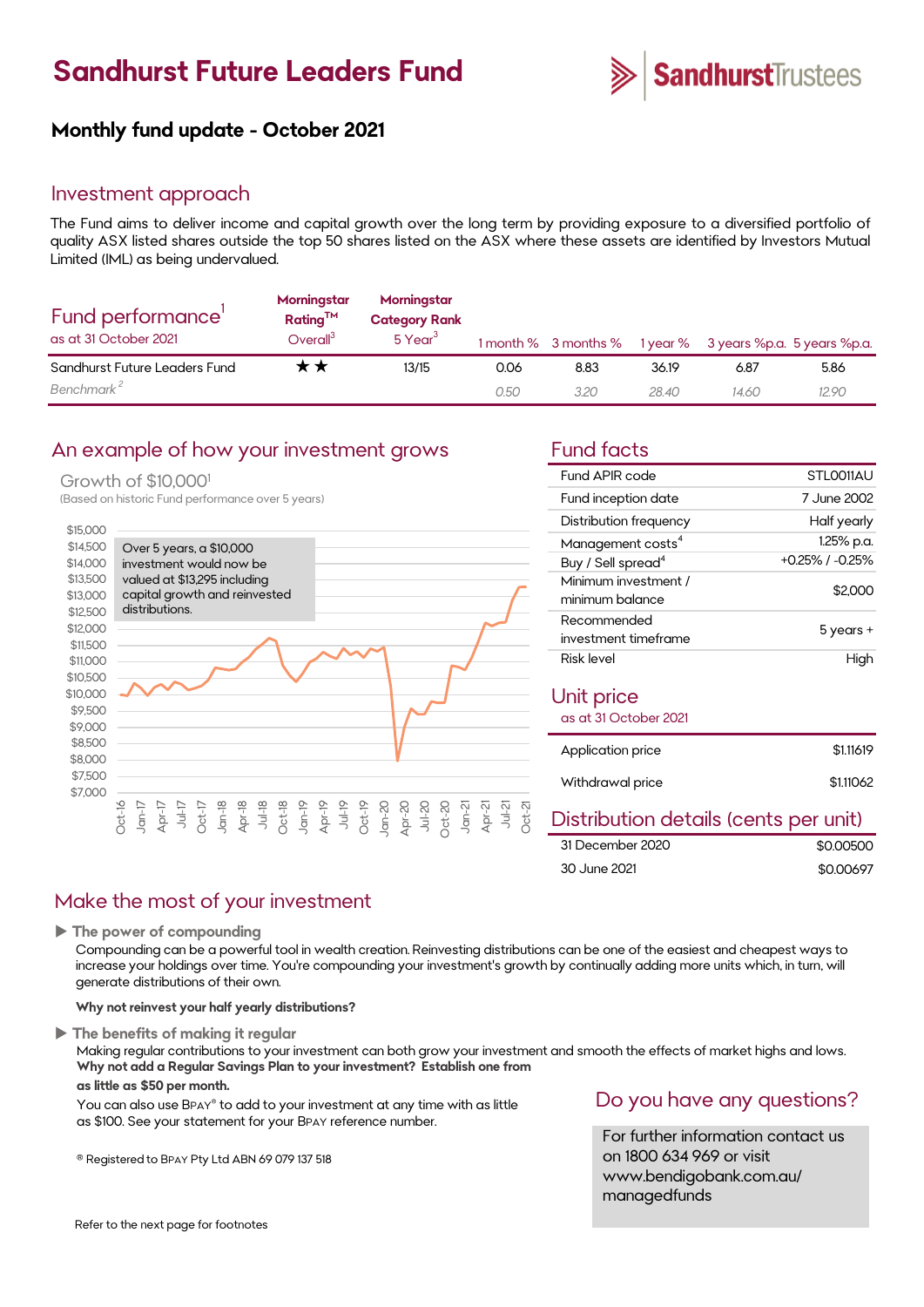# Sandhurst Future Leaders Fund

Sandhurst Trustees

## Monthly fund update - October 2021

## Investment approach

The Fund aims to deliver income and capital growth over the long term by providing exposure to a diversified portfolio of quality ASX listed shares outside the top 50 shares listed on the ASX where these assets are identified by Investors Mutual Limited (IML) as being undervalued.

## Fund performance[1]

as at 31 October 2021

| | Morningstar Rating™ Overall[3] | Morningstar Category Rank 5 Year[3] | 1 month % | 3 months % | 1 year % | 3 years %p.a. | 5 years %p.a. |
|---|---|---|---|---|---|---|---|
| Sandhurst Future Leaders Fund | ★★ | 13/15 | 0.06 | 8.83 | 36.19 | 6.87 | 5.86 |
| *Benchmark*[2] | | | *0.50* | *3.20* | *28.40* | *14.60* | *12.90* |

## An example of how your investment grows

Growth of $10,000[1]

(Based on historic Fund performance over 5 years)

Over 5 years, a $10,000 investment would now be valued at $13,295 including capital growth and reinvested distributions.

## Fund facts

| | |
|---|---|
| Fund APIR code | STL0011AU |
| Fund inception date | 7 June 2002 |
| Distribution frequency | Half yearly |
| Management costs[4] | 1.25% p.a. |
| Buy / Sell spread[4] | +0.25% / -0.25% |
| Minimum investment / minimum balance | $2,000 |
| Recommended investment timeframe | 5 years + |
| Risk level | High |

## Unit price

as at 31 October 2021

| | |
|---|---|
| Application price | $1.11619 |
| Withdrawal price | $1.11062 |

## Distribution details (cents per unit)

| | |
|---|---|
| 31 December 2020 | $0.00500 |
| 30 June 2021 | $0.00697 |

## Make the most of your investment

▶ **The power of compounding**

Compounding can be a powerful tool in wealth creation. Reinvesting distributions can be one of the easiest and cheapest ways to increase your holdings over time. You're compounding your investment's growth by continually adding more units which, in turn, will generate distributions of their own.

**Why not reinvest your half yearly distributions?**

▶ **The benefits of making it regular**

Making regular contributions to your investment can both grow your investment and smooth the effects of market highs and lows. **Why not add a Regular Savings Plan to your investment? Establish one from as little as $50 per month.**

You can also use BPAY® to add to your investment at any time with as little as $100. See your statement for your BPAY reference number.

® Registered to BPAY Pty Ltd ABN 69 079 137 518

## Do you have any questions?

For further information contact us on 1800 634 969 or visit www.bendigobank.com.au/managedfunds

Refer to the next page for footnotes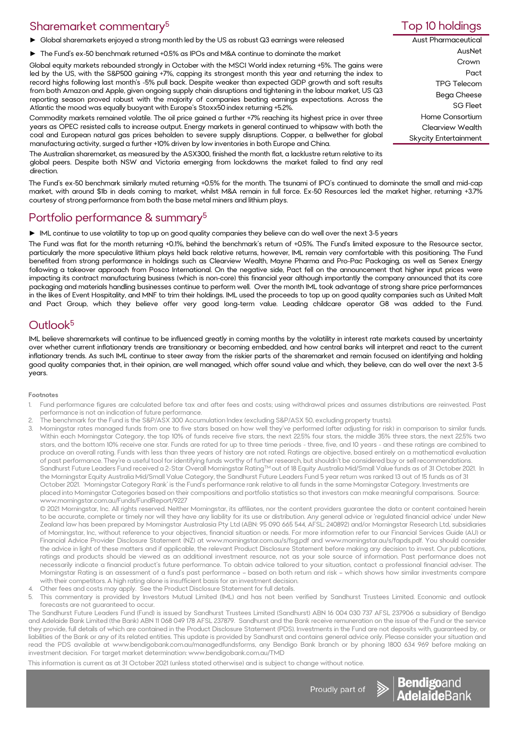## Sharemarket commentary[5]

► Global sharemarkets enjoyed a strong month led by the US as robust Q3 earnings were released

► The Fund's ex-50 benchmark returned +0.5% as IPOs and M&A continue to dominate the market

Global equity markets rebounded strongly in October with the MSCI World index returning +5%. The gains were led by the US, with the S&P500 gaining +7%, capping its strongest month this year and returning the index to record highs following last month's -5% pull back. Despite weaker than expected GDP growth and soft results from both Amazon and Apple, given ongoing supply chain disruptions and tightening in the labour market, US Q3 reporting season proved robust with the majority of companies beating earnings expectations. Across the Atlantic the mood was equally buoyant with Europe's Stoxx50 index returning +5.2%.

Commodity markets remained volatile. The oil price gained a further +7% reaching its highest price in over three years as OPEC resisted calls to increase output. Energy markets in general continued to whipsaw with both the coal and European natural gas prices beholden to severe supply disruptions. Copper, a bellwether for global manufacturing activity, surged a further +10% driven by low inventories in both Europe and China.

The Australian sharemarket, as measured by the ASX300, finished the month flat, a lacklustre return relative to its global peers. Despite both NSW and Victoria emerging from lockdowns the market failed to find any real direction.

## Top 10 holdings

Aust Pharmaceutical
AusNet
Crown
Pact
TPG Telecom
Bega Cheese
SG Fleet
Home Consortium
Clearview Wealth
Skycity Entertainment

The Fund's ex-50 benchmark similarly muted returning +0.5% for the month. The tsunami of IPO's continued to dominate the small and mid-cap market, with around $1b in deals coming to market, whilst M&A remain in full force. Ex-50 Resources led the market higher, returning +3.7% courtesy of strong performance from both the base metal miners and lithium plays.

## Portfolio performance & summary[5]

► IML continue to use volatility to top up on good quality companies they believe can do well over the next 3-5 years

The Fund was flat for the month returning +0.1%, behind the benchmark's return of +0.5%. The Fund's limited exposure to the Resource sector, particularly the more speculative lithium plays held back relative returns, however, IML remain very comfortable with this positioning. The Fund benefited from strong performance in holdings such as Clearview Wealth, Mayne Pharma and Pro-Pac Packaging, as well as Senex Energy following a takeover approach from Posco International. On the negative side, Pact fell on the announcement that higher input prices were impacting its contract manufacturing business (which is non-core) this financial year although importantly the company announced that its core packaging and materials handling businesses continue to perform well. Over the month IML took advantage of strong share price performances in the likes of Event Hospitality, and MNF to trim their holdings. IML used the proceeds to top up on good quality companies such as United Malt and Pact Group, which they believe offer very good long-term value. Leading childcare operator G8 was added to the Fund.

## Outlook[5]

IML believe sharemarkets will continue to be influenced greatly in coming months by the volatility in interest rate markets caused by uncertainty over whether current inflationary trends are transitionary or becoming embedded, and how central banks will interpret and react to the current inflationary trends. As such IML continue to steer away from the riskier parts of the sharemarket and remain focused on identifying and holding good quality companies that, in their opinion, are well managed, which offer sound value and which, they believe, can do well over the next 3-5 years.

#### Footnotes

1. Fund performance figures are calculated before tax and after fees and costs; using withdrawal prices and assumes distributions are reinvested. Past performance is not an indication of future performance.
2. The benchmark for the Fund is the S&P/ASX 300 Accumulation Index (excluding S&P/ASX 50, excluding property trusts).
3. Morningstar rates managed funds from one to five stars based on how well they've performed (after adjusting for risk) in comparison to similar funds. Within each Morningstar Category, the top 10% of funds receive five stars, the next 22.5% four stars, the middle 35% three stars, the next 22.5% two stars, and the bottom 10% receive one star. Funds are rated for up to three time periods - three, five, and 10 years - and these ratings are combined to produce an overall rating. Funds with less than three years of history are not rated. Ratings are objective, based entirely on a mathematical evaluation of past performance. They're a useful tool for identifying funds worthy of further research, but shouldn't be considered buy or sell recommendations. Sandhurst Future Leaders Fund received a 2-Star Overall Morningstar Rating™ out of 18 Equity Australia Mid/Small Value funds as of 31 October 2021. In the Morningstar Equity Australia Mid/Small Value Category, the Sandhurst Future Leaders Fund 5 year return was ranked 13 out of 15 funds as of 31 October 2021. 'Morningstar Category Rank' is the Fund's performance rank relative to all funds in the same Morningstar Category. Investments are placed into Morningstar Categories based on their compositions and portfolio statistics so that investors can make meaningful comparisons. Source: www.morningstar.com.au/Funds/FundReport/9227
   © 2021 Morningstar, Inc. All rights reserved. Neither Morningstar, its affiliates, nor the content providers guarantee the data or content contained herein to be accurate, complete or timely nor will they have any liability for its use or distribution. Any general advice or 'regulated financial advice' under New Zealand law has been prepared by Morningstar Australasia Pty Ltd (ABN: 95 090 665 544, AFSL: 240892) and/or Morningstar Research Ltd, subsidiaries of Morningstar, Inc, without reference to your objectives, financial situation or needs. For more information refer to our Financial Services Guide (AU) or Financial Advice Provider Disclosure Statement (NZ) at www.morningstar.com.au/s/fsg.pdf and www.morningstar.au/s/fapds.pdf. You should consider the advice in light of these matters and if applicable, the relevant Product Disclosure Statement before making any decision to invest. Our publications, ratings and products should be viewed as an additional investment resource, not as your sole source of information. Past performance does not necessarily indicate a financial product's future performance. To obtain advice tailored to your situation, contact a professional financial adviser. The Morningstar Rating is an assessment of a fund's past performance – based on both return and risk – which shows how similar investments compare with their competitors. A high rating alone is insufficient basis for an investment decision.
4. Other fees and costs may apply. See the Product Disclosure Statement for full details.
5. This commentary is provided by Investors Mutual Limited (IML) and has not been verified by Sandhurst Trustees Limited. Economic and outlook forecasts are not guaranteed to occur.

The Sandhurst Future Leaders Fund (Fund) is issued by Sandhurst Trustees Limited (Sandhurst) ABN 16 004 030 737 AFSL 237906 a subsidiary of Bendigo and Adelaide Bank Limited (the Bank) ABN 11 068 049 178 AFSL 237879. Sandhurst and the Bank receive remuneration on the issue of the Fund or the service they provide, full details of which are contained in the Product Disclosure Statement (PDS). Investments in the Fund are not deposits with, guaranteed by, or liabilities of the Bank or any of its related entities. This update is provided by Sandhurst and contains general advice only. Please consider your situation and read the PDS available at www.bendigobank.com.au/managedfundsforms, any Bendigo Bank branch or by phoning 1800 634 969 before making an investment decision. For target market determination: www.bendigobank.com.au/TMD

This information is current as at 31 October 2021 (unless stated otherwise) and is subject to change without notice.

Proudly part of Bendigo and Adelaide Bank